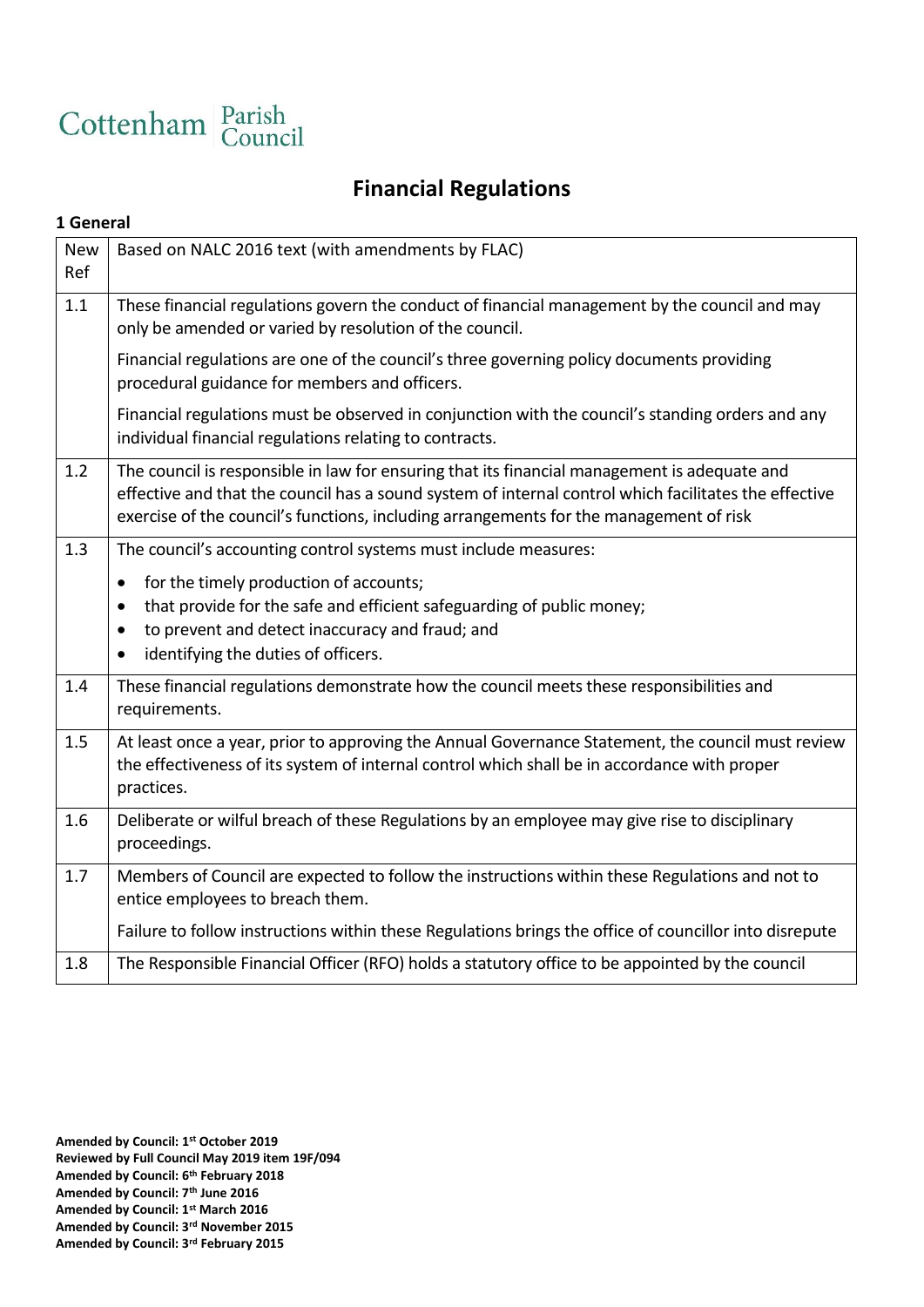Cottenham Parish Council

# Financial Regulations

## 1 General

| New Ref | Based on NALC 2016 text (with amendments by FLAC) |
|---|---|
| 1.1 | These financial regulations govern the conduct of financial management by the council and may only be amended or varied by resolution of the council.<br><br>Financial regulations are one of the council's three governing policy documents providing procedural guidance for members and officers.<br><br>Financial regulations must be observed in conjunction with the council's standing orders and any individual financial regulations relating to contracts. |
| 1.2 | The council is responsible in law for ensuring that its financial management is adequate and effective and that the council has a sound system of internal control which facilitates the effective exercise of the council's functions, including arrangements for the management of risk |
| 1.3 | The council's accounting control systems must include measures:<br>• for the timely production of accounts;<br>• that provide for the safe and efficient safeguarding of public money;<br>• to prevent and detect inaccuracy and fraud; and<br>• identifying the duties of officers. |
| 1.4 | These financial regulations demonstrate how the council meets these responsibilities and requirements. |
| 1.5 | At least once a year, prior to approving the Annual Governance Statement, the council must review the effectiveness of its system of internal control which shall be in accordance with proper practices. |
| 1.6 | Deliberate or wilful breach of these Regulations by an employee may give rise to disciplinary proceedings. |
| 1.7 | Members of Council are expected to follow the instructions within these Regulations and not to entice employees to breach them.<br><br>Failure to follow instructions within these Regulations brings the office of councillor into disrepute |
| 1.8 | The Responsible Financial Officer (RFO) holds a statutory office to be appointed by the council |

**Amended by Council: 1st October 2019**
**Reviewed by Full Council May 2019 item 19F/094**
**Amended by Council: 6th February 2018**
**Amended by Council: 7th June 2016**
**Amended by Council: 1st March 2016**
**Amended by Council: 3rd November 2015**
**Amended by Council: 3rd February 2015**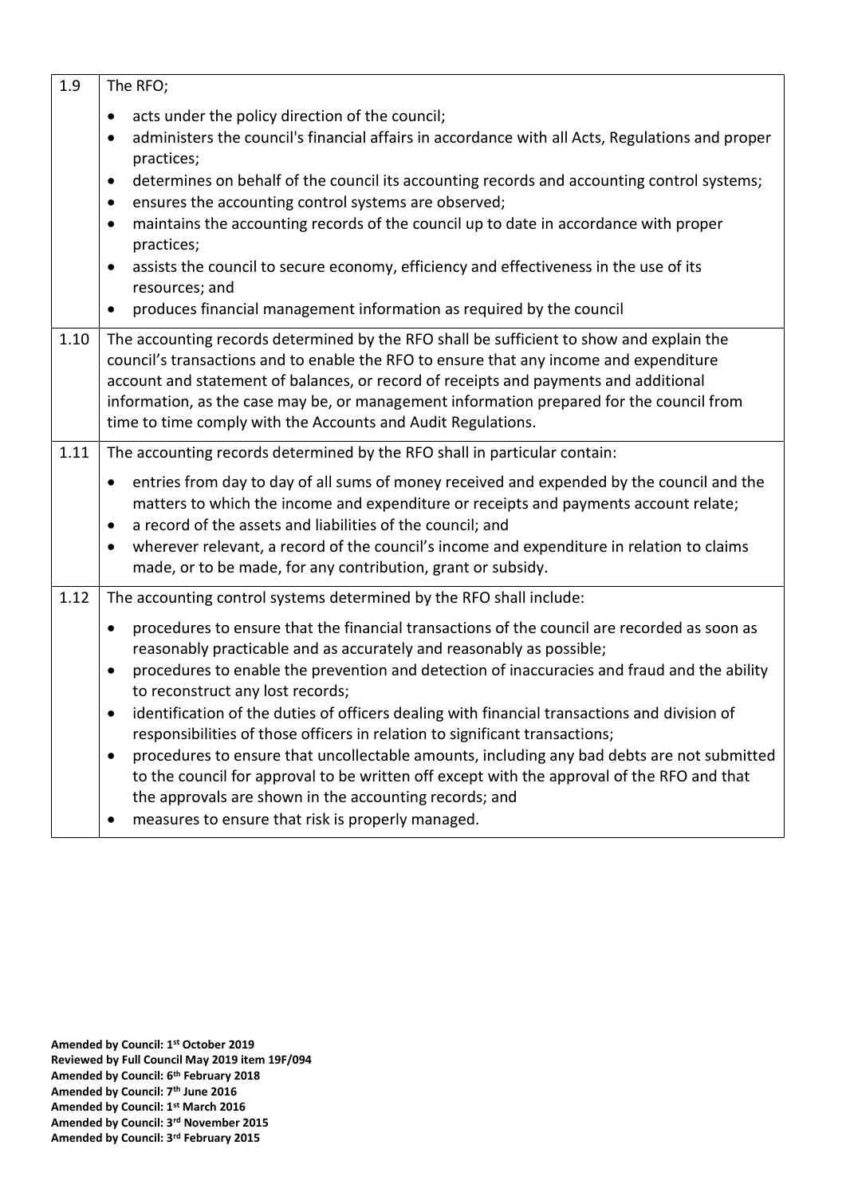| | |
|---|---|
| 1.9 | The RFO;<br>• acts under the policy direction of the council;<br>• administers the council's financial affairs in accordance with all Acts, Regulations and proper practices;<br>• determines on behalf of the council its accounting records and accounting control systems;<br>• ensures the accounting control systems are observed;<br>• maintains the accounting records of the council up to date in accordance with proper practices;<br>• assists the council to secure economy, efficiency and effectiveness in the use of its resources; and<br>• produces financial management information as required by the council |
| 1.10 | The accounting records determined by the RFO shall be sufficient to show and explain the council's transactions and to enable the RFO to ensure that any income and expenditure account and statement of balances, or record of receipts and payments and additional information, as the case may be, or management information prepared for the council from time to time comply with the Accounts and Audit Regulations. |
| 1.11 | The accounting records determined by the RFO shall in particular contain:<br>• entries from day to day of all sums of money received and expended by the council and the matters to which the income and expenditure or receipts and payments account relate;<br>• a record of the assets and liabilities of the council; and<br>• wherever relevant, a record of the council's income and expenditure in relation to claims made, or to be made, for any contribution, grant or subsidy. |
| 1.12 | The accounting control systems determined by the RFO shall include:<br>• procedures to ensure that the financial transactions of the council are recorded as soon as reasonably practicable and as accurately and reasonably as possible;<br>• procedures to enable the prevention and detection of inaccuracies and fraud and the ability to reconstruct any lost records;<br>• identification of the duties of officers dealing with financial transactions and division of responsibilities of those officers in relation to significant transactions;<br>• procedures to ensure that uncollectable amounts, including any bad debts are not submitted to the council for approval to be written off except with the approval of the RFO and that the approvals are shown in the accounting records; and<br>• measures to ensure that risk is properly managed. |

**Amended by Council: 1st October 2019**
**Reviewed by Full Council May 2019 item 19F/094**
**Amended by Council: 6th February 2018**
**Amended by Council: 7th June 2016**
**Amended by Council: 1st March 2016**
**Amended by Council: 3rd November 2015**
**Amended by Council: 3rd February 2015**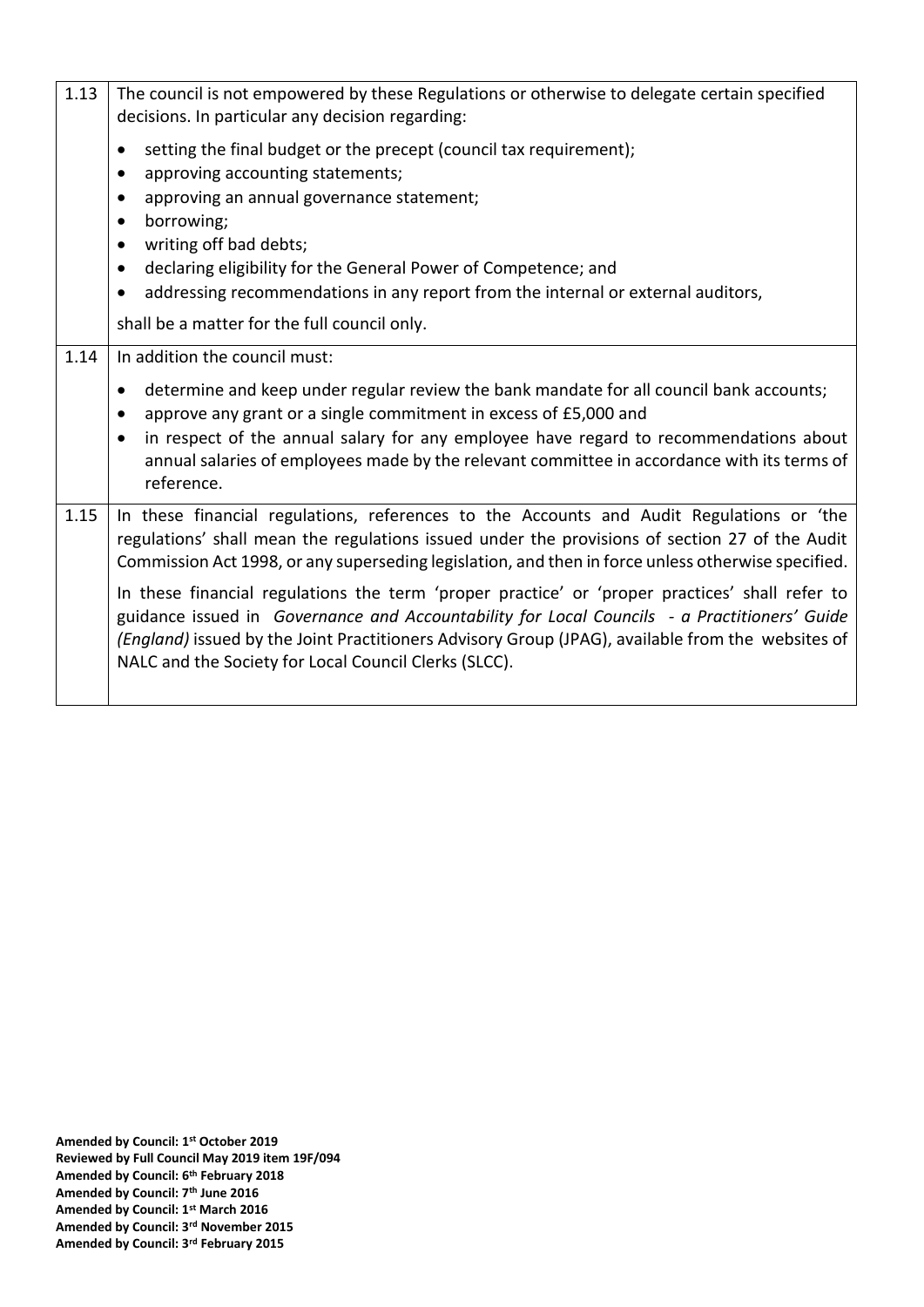**1.13** The council is not empowered by these Regulations or otherwise to delegate certain specified decisions. In particular any decision regarding:

- setting the final budget or the precept (council tax requirement);
- approving accounting statements;
- approving an annual governance statement;
- borrowing;
- writing off bad debts;
- declaring eligibility for the General Power of Competence; and
- addressing recommendations in any report from the internal or external auditors,

shall be a matter for the full council only.

**1.14** In addition the council must:

- determine and keep under regular review the bank mandate for all council bank accounts;
- approve any grant or a single commitment in excess of £5,000 and
- in respect of the annual salary for any employee have regard to recommendations about annual salaries of employees made by the relevant committee in accordance with its terms of reference.

**1.15** In these financial regulations, references to the Accounts and Audit Regulations or 'the regulations' shall mean the regulations issued under the provisions of section 27 of the Audit Commission Act 1998, or any superseding legislation, and then in force unless otherwise specified.

In these financial regulations the term 'proper practice' or 'proper practices' shall refer to guidance issued in *Governance and Accountability for Local Councils - a Practitioners' Guide (England)* issued by the Joint Practitioners Advisory Group (JPAG), available from the websites of NALC and the Society for Local Council Clerks (SLCC).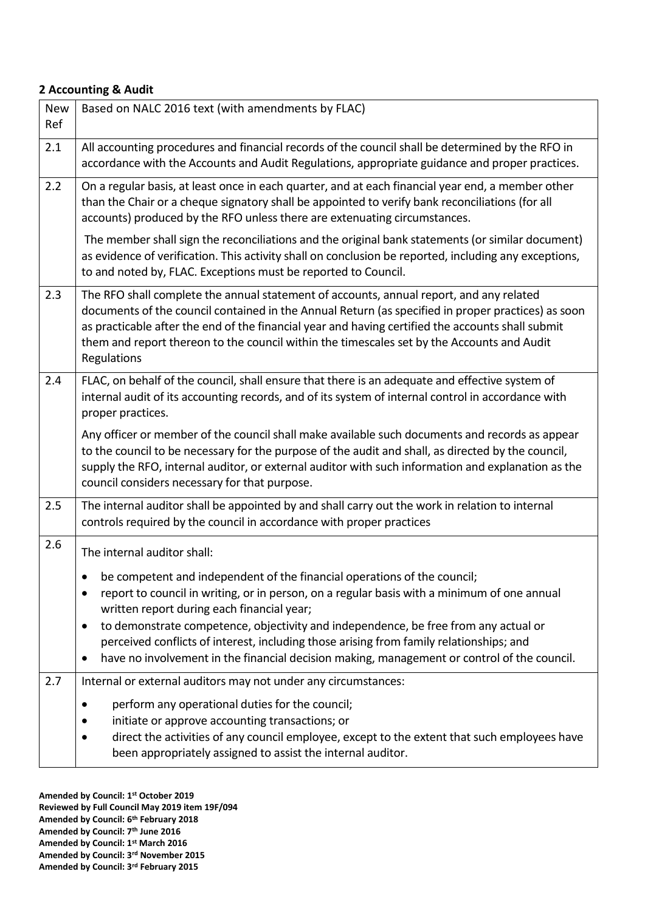**2 Accounting & Audit**

| New Ref | Based on NALC 2016 text (with amendments by FLAC) |
|---|---|
| 2.1 | All accounting procedures and financial records of the council shall be determined by the RFO in accordance with the Accounts and Audit Regulations, appropriate guidance and proper practices. |
| 2.2 | On a regular basis, at least once in each quarter, and at each financial year end, a member other than the Chair or a cheque signatory shall be appointed to verify bank reconciliations (for all accounts) produced by the RFO unless there are extenuating circumstances.<br><br>The member shall sign the reconciliations and the original bank statements (or similar document) as evidence of verification. This activity shall on conclusion be reported, including any exceptions, to and noted by, FLAC. Exceptions must be reported to Council. |
| 2.3 | The RFO shall complete the annual statement of accounts, annual report, and any related documents of the council contained in the Annual Return (as specified in proper practices) as soon as practicable after the end of the financial year and having certified the accounts shall submit them and report thereon to the council within the timescales set by the Accounts and Audit Regulations |
| 2.4 | FLAC, on behalf of the council, shall ensure that there is an adequate and effective system of internal audit of its accounting records, and of its system of internal control in accordance with proper practices.<br><br>Any officer or member of the council shall make available such documents and records as appear to the council to be necessary for the purpose of the audit and shall, as directed by the council, supply the RFO, internal auditor, or external auditor with such information and explanation as the council considers necessary for that purpose. |
| 2.5 | The internal auditor shall be appointed by and shall carry out the work in relation to internal controls required by the council in accordance with proper practices |
| 2.6 | The internal auditor shall:<br><br>• be competent and independent of the financial operations of the council;<br>• report to council in writing, or in person, on a regular basis with a minimum of one annual written report during each financial year;<br>• to demonstrate competence, objectivity and independence, be free from any actual or perceived conflicts of interest, including those arising from family relationships; and<br>• have no involvement in the financial decision making, management or control of the council. |
| 2.7 | Internal or external auditors may not under any circumstances:<br><br>• perform any operational duties for the council;<br>• initiate or approve accounting transactions; or<br>• direct the activities of any council employee, except to the extent that such employees have been appropriately assigned to assist the internal auditor. |

**Amended by Council: 1st October 2019**
**Reviewed by Full Council May 2019 item 19F/094**
**Amended by Council: 6th February 2018**
**Amended by Council: 7th June 2016**
**Amended by Council: 1st March 2016**
**Amended by Council: 3rd November 2015**
**Amended by Council: 3rd February 2015**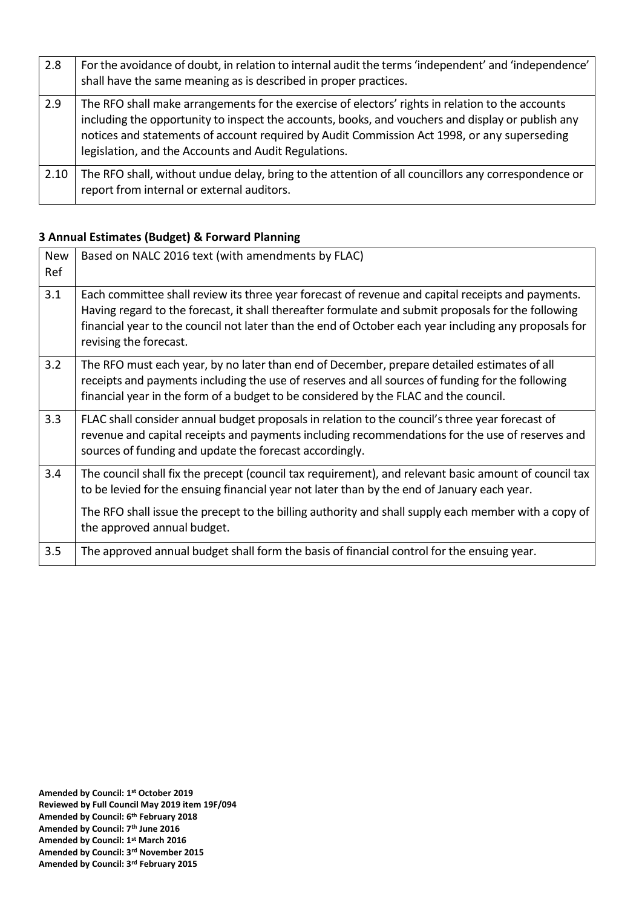| 2.8 | For the avoidance of doubt, in relation to internal audit the terms 'independent' and 'independence' shall have the same meaning as is described in proper practices. |
|---|---|
| 2.9 | The RFO shall make arrangements for the exercise of electors' rights in relation to the accounts including the opportunity to inspect the accounts, books, and vouchers and display or publish any notices and statements of account required by Audit Commission Act 1998, or any superseding legislation, and the Accounts and Audit Regulations. |
| 2.10 | The RFO shall, without undue delay, bring to the attention of all councillors any correspondence or report from internal or external auditors. |

### 3 Annual Estimates (Budget) & Forward Planning

| New Ref | Based on NALC 2016 text (with amendments by FLAC) |
|---|---|
| 3.1 | Each committee shall review its three year forecast of revenue and capital receipts and payments. Having regard to the forecast, it shall thereafter formulate and submit proposals for the following financial year to the council not later than the end of October each year including any proposals for revising the forecast. |
| 3.2 | The RFO must each year, by no later than end of December, prepare detailed estimates of all receipts and payments including the use of reserves and all sources of funding for the following financial year in the form of a budget to be considered by the FLAC and the council. |
| 3.3 | FLAC shall consider annual budget proposals in relation to the council's three year forecast of revenue and capital receipts and payments including recommendations for the use of reserves and sources of funding and update the forecast accordingly. |
| 3.4 | The council shall fix the precept (council tax requirement), and relevant basic amount of council tax to be levied for the ensuing financial year not later than by the end of January each year.<br><br>The RFO shall issue the precept to the billing authority and shall supply each member with a copy of the approved annual budget. |
| 3.5 | The approved annual budget shall form the basis of financial control for the ensuing year. |

**Amended by Council: 1st October 2019**
**Reviewed by Full Council May 2019 item 19F/094**
**Amended by Council: 6th February 2018**
**Amended by Council: 7th June 2016**
**Amended by Council: 1st March 2016**
**Amended by Council: 3rd November 2015**
**Amended by Council: 3rd February 2015**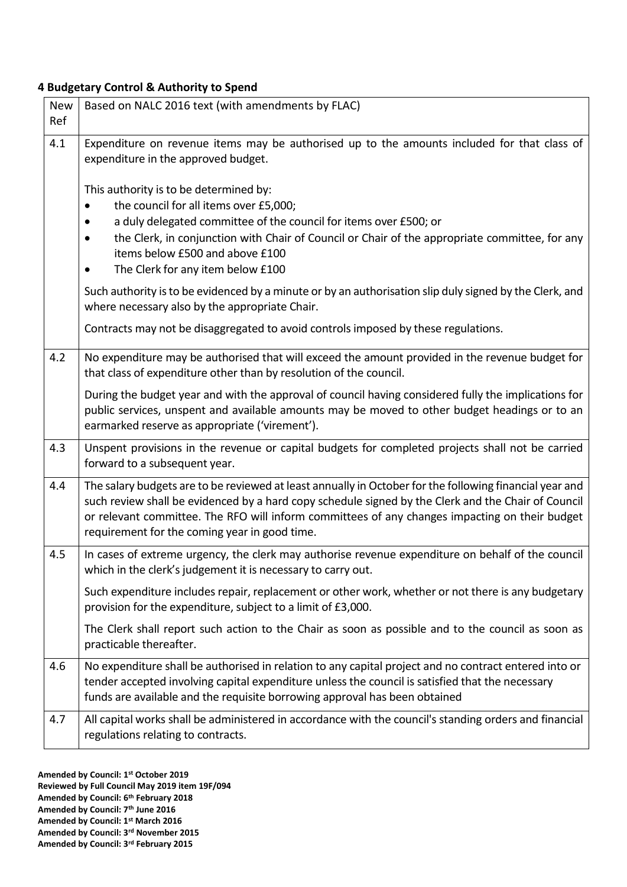### 4 Budgetary Control & Authority to Spend

| New Ref | Based on NALC 2016 text (with amendments by FLAC) |
|---|---|
| 4.1 | Expenditure on revenue items may be authorised up to the amounts included for that class of expenditure in the approved budget.<br><br>This authority is to be determined by:<br>• the council for all items over £5,000;<br>• a duly delegated committee of the council for items over £500; or<br>• the Clerk, in conjunction with Chair of Council or Chair of the appropriate committee, for any items below £500 and above £100<br>• The Clerk for any item below £100<br><br>Such authority is to be evidenced by a minute or by an authorisation slip duly signed by the Clerk, and where necessary also by the appropriate Chair.<br><br>Contracts may not be disaggregated to avoid controls imposed by these regulations. |
| 4.2 | No expenditure may be authorised that will exceed the amount provided in the revenue budget for that class of expenditure other than by resolution of the council.<br><br>During the budget year and with the approval of council having considered fully the implications for public services, unspent and available amounts may be moved to other budget headings or to an earmarked reserve as appropriate ('virement'). |
| 4.3 | Unspent provisions in the revenue or capital budgets for completed projects shall not be carried forward to a subsequent year. |
| 4.4 | The salary budgets are to be reviewed at least annually in October for the following financial year and such review shall be evidenced by a hard copy schedule signed by the Clerk and the Chair of Council or relevant committee. The RFO will inform committees of any changes impacting on their budget requirement for the coming year in good time. |
| 4.5 | In cases of extreme urgency, the clerk may authorise revenue expenditure on behalf of the council which in the clerk's judgement it is necessary to carry out.<br><br>Such expenditure includes repair, replacement or other work, whether or not there is any budgetary provision for the expenditure, subject to a limit of £3,000.<br><br>The Clerk shall report such action to the Chair as soon as possible and to the council as soon as practicable thereafter. |
| 4.6 | No expenditure shall be authorised in relation to any capital project and no contract entered into or tender accepted involving capital expenditure unless the council is satisfied that the necessary funds are available and the requisite borrowing approval has been obtained |
| 4.7 | All capital works shall be administered in accordance with the council's standing orders and financial regulations relating to contracts. |

**Amended by Council: 1st October 2019**
**Reviewed by Full Council May 2019 item 19F/094**
**Amended by Council: 6th February 2018**
**Amended by Council: 7th June 2016**
**Amended by Council: 1st March 2016**
**Amended by Council: 3rd November 2015**
**Amended by Council: 3rd February 2015**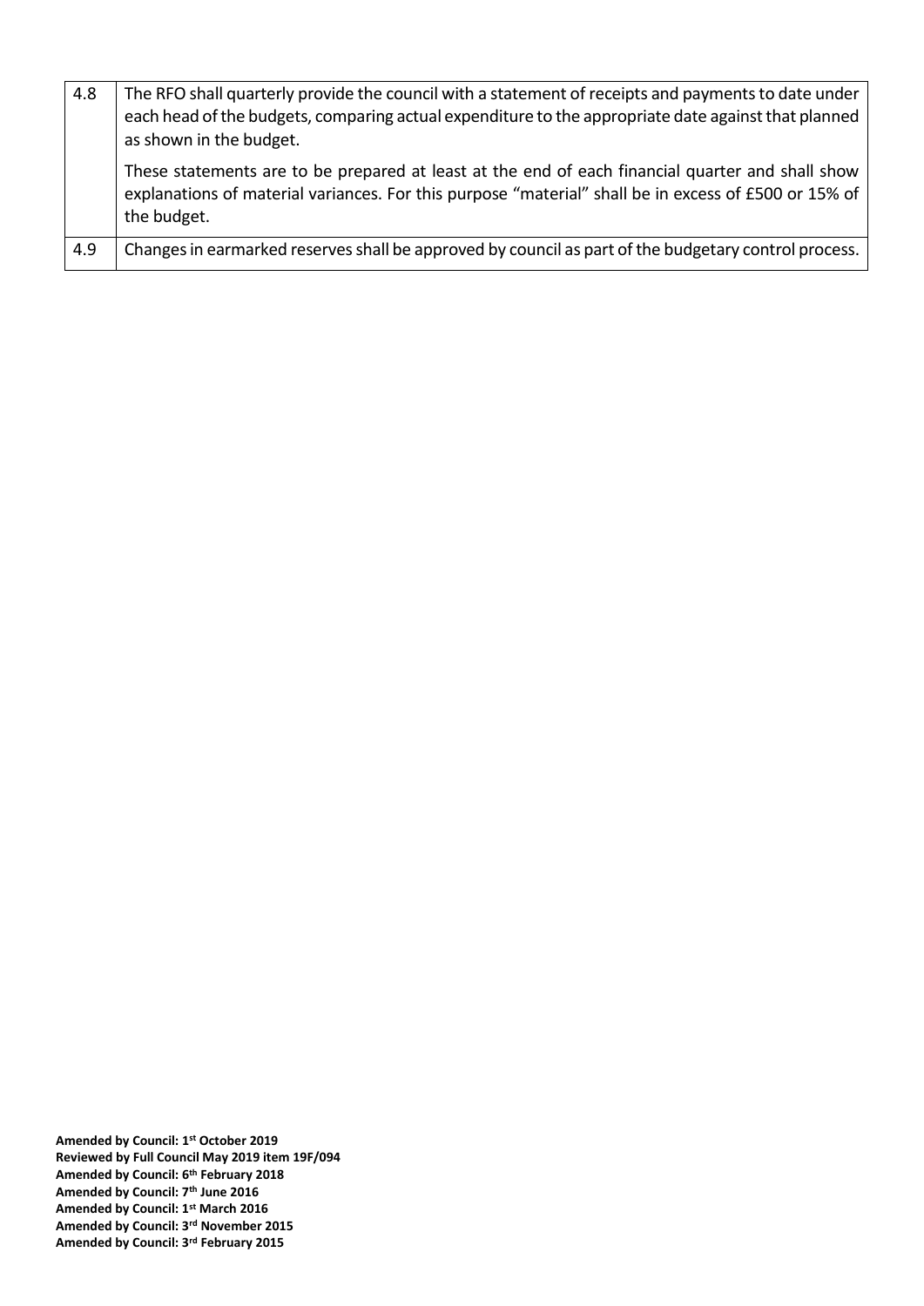| | |
|---|---|
| 4.8 | The RFO shall quarterly provide the council with a statement of receipts and payments to date under each head of the budgets, comparing actual expenditure to the appropriate date against that planned as shown in the budget.<br><br>These statements are to be prepared at least at the end of each financial quarter and shall show explanations of material variances. For this purpose "material" shall be in excess of £500 or 15% of the budget. |
| 4.9 | Changes in earmarked reserves shall be approved by council as part of the budgetary control process. |

**Amended by Council: 1st October 2019**
**Reviewed by Full Council May 2019 item 19F/094**
**Amended by Council: 6th February 2018**
**Amended by Council: 7th June 2016**
**Amended by Council: 1st March 2016**
**Amended by Council: 3rd November 2015**
**Amended by Council: 3rd February 2015**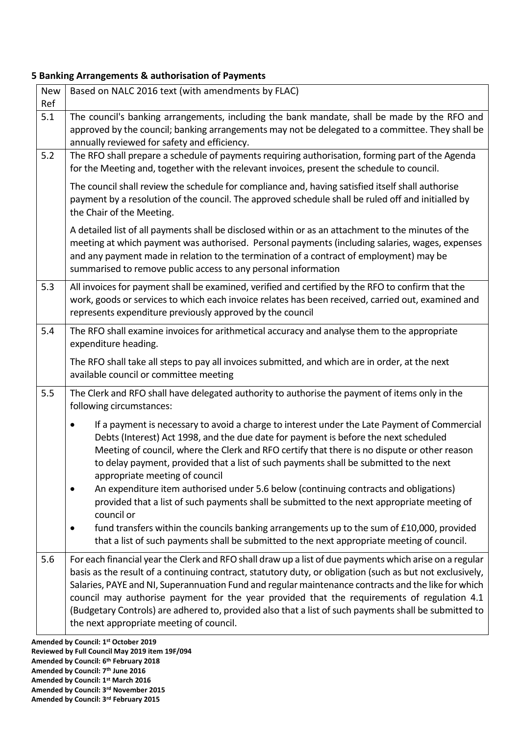**5 Banking Arrangements & authorisation of Payments**

| New Ref | Based on NALC 2016 text (with amendments by FLAC) |
|---|---|
| 5.1 | The council's banking arrangements, including the bank mandate, shall be made by the RFO and approved by the council; banking arrangements may not be delegated to a committee. They shall be annually reviewed for safety and efficiency. |
| 5.2 | The RFO shall prepare a schedule of payments requiring authorisation, forming part of the Agenda for the Meeting and, together with the relevant invoices, present the schedule to council.<br><br>The council shall review the schedule for compliance and, having satisfied itself shall authorise payment by a resolution of the council. The approved schedule shall be ruled off and initialled by the Chair of the Meeting.<br><br>A detailed list of all payments shall be disclosed within or as an attachment to the minutes of the meeting at which payment was authorised. Personal payments (including salaries, wages, expenses and any payment made in relation to the termination of a contract of employment) may be summarised to remove public access to any personal information |
| 5.3 | All invoices for payment shall be examined, verified and certified by the RFO to confirm that the work, goods or services to which each invoice relates has been received, carried out, examined and represents expenditure previously approved by the council |
| 5.4 | The RFO shall examine invoices for arithmetical accuracy and analyse them to the appropriate expenditure heading.<br><br>The RFO shall take all steps to pay all invoices submitted, and which are in order, at the next available council or committee meeting |
| 5.5 | The Clerk and RFO shall have delegated authority to authorise the payment of items only in the following circumstances:<br><br>• If a payment is necessary to avoid a charge to interest under the Late Payment of Commercial Debts (Interest) Act 1998, and the due date for payment is before the next scheduled Meeting of council, where the Clerk and RFO certify that there is no dispute or other reason to delay payment, provided that a list of such payments shall be submitted to the next appropriate meeting of council<br>• An expenditure item authorised under 5.6 below (continuing contracts and obligations) provided that a list of such payments shall be submitted to the next appropriate meeting of council or<br>• fund transfers within the councils banking arrangements up to the sum of £10,000, provided that a list of such payments shall be submitted to the next appropriate meeting of council. |
| 5.6 | For each financial year the Clerk and RFO shall draw up a list of due payments which arise on a regular basis as the result of a continuing contract, statutory duty, or obligation (such as but not exclusively, Salaries, PAYE and NI, Superannuation Fund and regular maintenance contracts and the like for which council may authorise payment for the year provided that the requirements of regulation 4.1 (Budgetary Controls) are adhered to, provided also that a list of such payments shall be submitted to the next appropriate meeting of council. |

**Amended by Council: 1st October 2019**
**Reviewed by Full Council May 2019 item 19F/094**
**Amended by Council: 6th February 2018**
**Amended by Council: 7th June 2016**
**Amended by Council: 1st March 2016**
**Amended by Council: 3rd November 2015**
**Amended by Council: 3rd February 2015**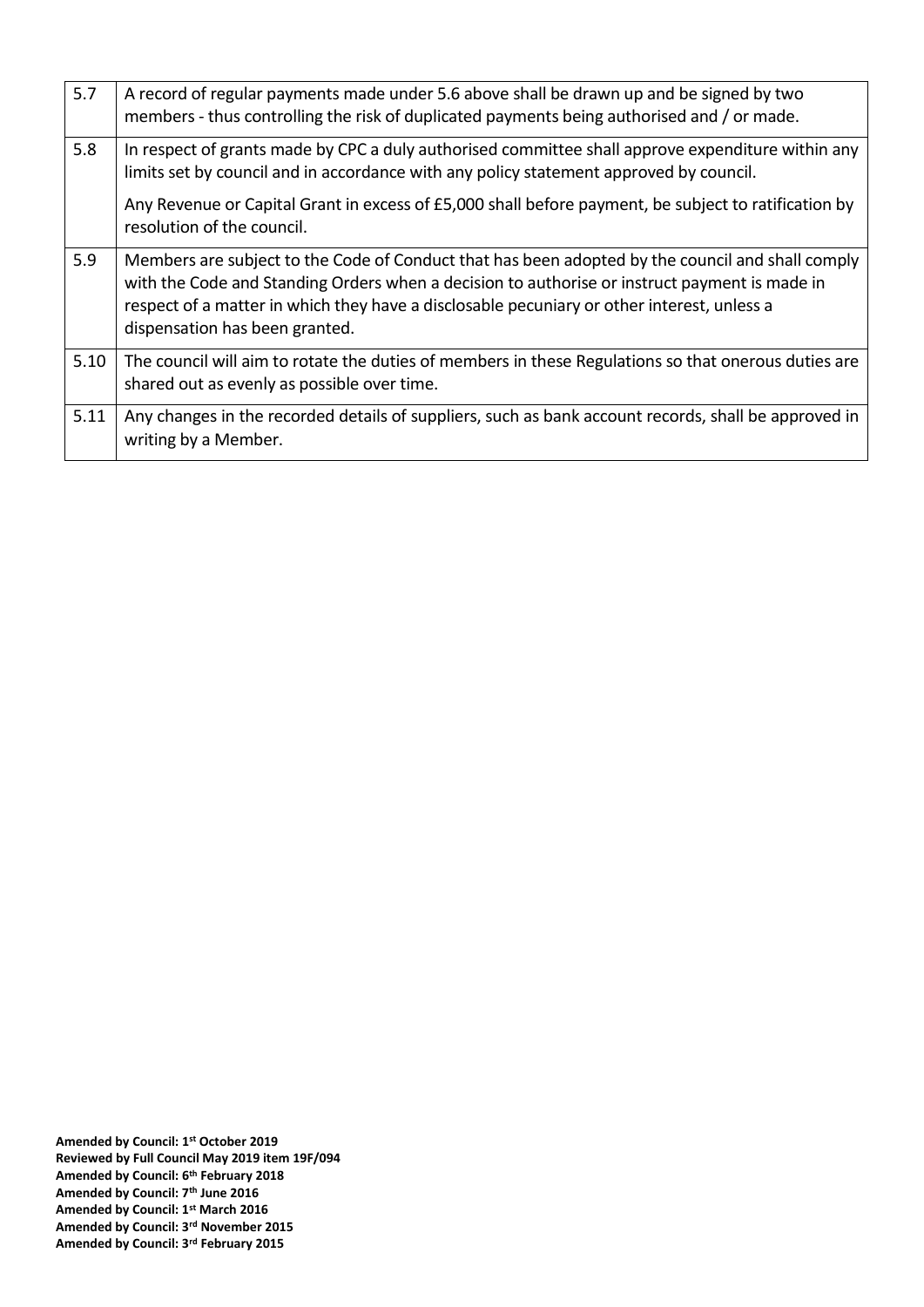| | |
|---|---|
| 5.7 | A record of regular payments made under 5.6 above shall be drawn up and be signed by two members - thus controlling the risk of duplicated payments being authorised and / or made. |
| 5.8 | In respect of grants made by CPC a duly authorised committee shall approve expenditure within any limits set by council and in accordance with any policy statement approved by council.<br><br>Any Revenue or Capital Grant in excess of £5,000 shall before payment, be subject to ratification by resolution of the council. |
| 5.9 | Members are subject to the Code of Conduct that has been adopted by the council and shall comply with the Code and Standing Orders when a decision to authorise or instruct payment is made in respect of a matter in which they have a disclosable pecuniary or other interest, unless a dispensation has been granted. |
| 5.10 | The council will aim to rotate the duties of members in these Regulations so that onerous duties are shared out as evenly as possible over time. |
| 5.11 | Any changes in the recorded details of suppliers, such as bank account records, shall be approved in writing by a Member. |

**Amended by Council: 1st October 2019**
**Reviewed by Full Council May 2019 item 19F/094**
**Amended by Council: 6th February 2018**
**Amended by Council: 7th June 2016**
**Amended by Council: 1st March 2016**
**Amended by Council: 3rd November 2015**
**Amended by Council: 3rd February 2015**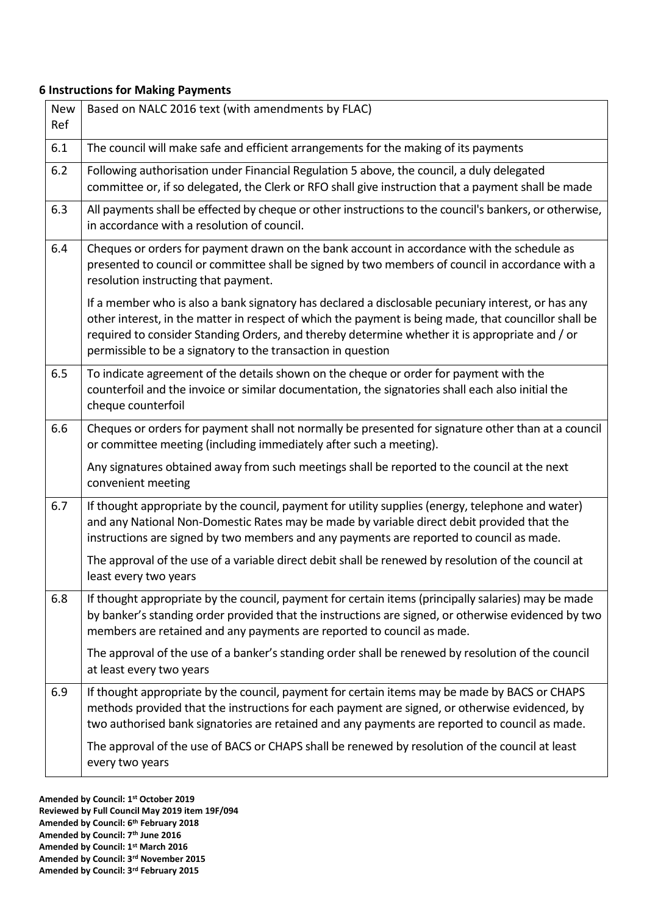### 6 Instructions for Making Payments

| New Ref | Based on NALC 2016 text (with amendments by FLAC) |
|---|---|
| 6.1 | The council will make safe and efficient arrangements for the making of its payments |
| 6.2 | Following authorisation under Financial Regulation 5 above, the council, a duly delegated committee or, if so delegated, the Clerk or RFO shall give instruction that a payment shall be made |
| 6.3 | All payments shall be effected by cheque or other instructions to the council's bankers, or otherwise, in accordance with a resolution of council. |
| 6.4 | Cheques or orders for payment drawn on the bank account in accordance with the schedule as presented to council or committee shall be signed by two members of council in accordance with a resolution instructing that payment.<br><br>If a member who is also a bank signatory has declared a disclosable pecuniary interest, or has any other interest, in the matter in respect of which the payment is being made, that councillor shall be required to consider Standing Orders, and thereby determine whether it is appropriate and / or permissible to be a signatory to the transaction in question |
| 6.5 | To indicate agreement of the details shown on the cheque or order for payment with the counterfoil and the invoice or similar documentation, the signatories shall each also initial the cheque counterfoil |
| 6.6 | Cheques or orders for payment shall not normally be presented for signature other than at a council or committee meeting (including immediately after such a meeting).<br><br>Any signatures obtained away from such meetings shall be reported to the council at the next convenient meeting |
| 6.7 | If thought appropriate by the council, payment for utility supplies (energy, telephone and water) and any National Non-Domestic Rates may be made by variable direct debit provided that the instructions are signed by two members and any payments are reported to council as made.<br><br>The approval of the use of a variable direct debit shall be renewed by resolution of the council at least every two years |
| 6.8 | If thought appropriate by the council, payment for certain items (principally salaries) may be made by banker's standing order provided that the instructions are signed, or otherwise evidenced by two members are retained and any payments are reported to council as made.<br><br>The approval of the use of a banker's standing order shall be renewed by resolution of the council at least every two years |
| 6.9 | If thought appropriate by the council, payment for certain items may be made by BACS or CHAPS methods provided that the instructions for each payment are signed, or otherwise evidenced, by two authorised bank signatories are retained and any payments are reported to council as made.<br><br>The approval of the use of BACS or CHAPS shall be renewed by resolution of the council at least every two years |

**Amended by Council: 1st October 2019**
**Reviewed by Full Council May 2019 item 19F/094**
**Amended by Council: 6th February 2018**
**Amended by Council: 7th June 2016**
**Amended by Council: 1st March 2016**
**Amended by Council: 3rd November 2015**
**Amended by Council: 3rd February 2015**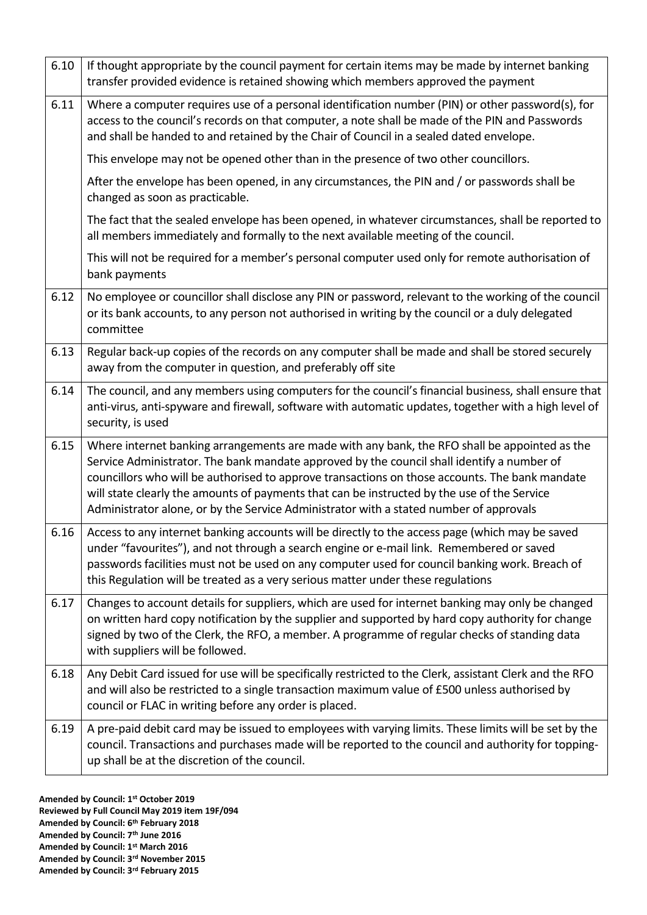| | |
|---|---|
| 6.10 | If thought appropriate by the council payment for certain items may be made by internet banking transfer provided evidence is retained showing which members approved the payment |
| 6.11 | Where a computer requires use of a personal identification number (PIN) or other password(s), for access to the council's records on that computer, a note shall be made of the PIN and Passwords and shall be handed to and retained by the Chair of Council in a sealed dated envelope.<br><br>This envelope may not be opened other than in the presence of two other councillors.<br><br>After the envelope has been opened, in any circumstances, the PIN and / or passwords shall be changed as soon as practicable.<br><br>The fact that the sealed envelope has been opened, in whatever circumstances, shall be reported to all members immediately and formally to the next available meeting of the council.<br><br>This will not be required for a member's personal computer used only for remote authorisation of bank payments |
| 6.12 | No employee or councillor shall disclose any PIN or password, relevant to the working of the council or its bank accounts, to any person not authorised in writing by the council or a duly delegated committee |
| 6.13 | Regular back-up copies of the records on any computer shall be made and shall be stored securely away from the computer in question, and preferably off site |
| 6.14 | The council, and any members using computers for the council's financial business, shall ensure that anti-virus, anti-spyware and firewall, software with automatic updates, together with a high level of security, is used |
| 6.15 | Where internet banking arrangements are made with any bank, the RFO shall be appointed as the Service Administrator. The bank mandate approved by the council shall identify a number of councillors who will be authorised to approve transactions on those accounts. The bank mandate will state clearly the amounts of payments that can be instructed by the use of the Service Administrator alone, or by the Service Administrator with a stated number of approvals |
| 6.16 | Access to any internet banking accounts will be directly to the access page (which may be saved under "favourites"), and not through a search engine or e-mail link. Remembered or saved passwords facilities must not be used on any computer used for council banking work. Breach of this Regulation will be treated as a very serious matter under these regulations |
| 6.17 | Changes to account details for suppliers, which are used for internet banking may only be changed on written hard copy notification by the supplier and supported by hard copy authority for change signed by two of the Clerk, the RFO, a member. A programme of regular checks of standing data with suppliers will be followed. |
| 6.18 | Any Debit Card issued for use will be specifically restricted to the Clerk, assistant Clerk and the RFO and will also be restricted to a single transaction maximum value of £500 unless authorised by council or FLAC in writing before any order is placed. |
| 6.19 | A pre-paid debit card may be issued to employees with varying limits. These limits will be set by the council. Transactions and purchases made will be reported to the council and authority for topping-up shall be at the discretion of the council. |

**Amended by Council: 1st October 2019**
**Reviewed by Full Council May 2019 item 19F/094**
**Amended by Council: 6th February 2018**
**Amended by Council: 7th June 2016**
**Amended by Council: 1st March 2016**
**Amended by Council: 3rd November 2015**
**Amended by Council: 3rd February 2015**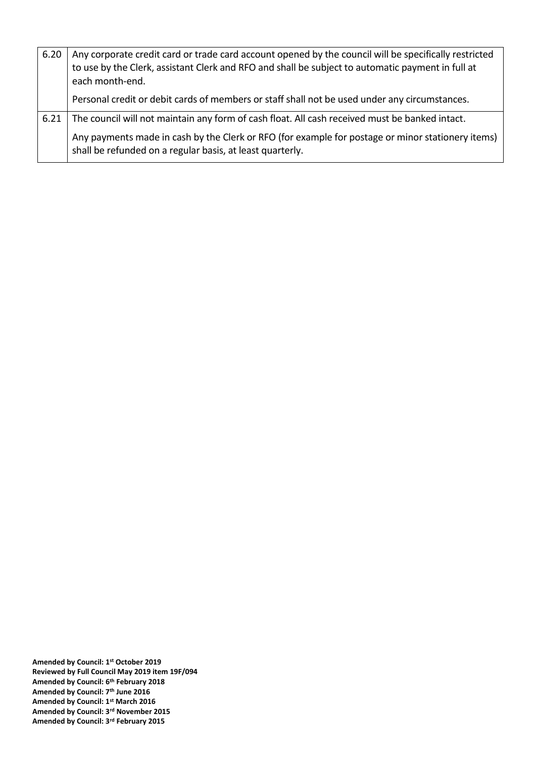| | |
|---|---|
| 6.20 | Any corporate credit card or trade card account opened by the council will be specifically restricted to use by the Clerk, assistant Clerk and RFO and shall be subject to automatic payment in full at each month-end.<br><br>Personal credit or debit cards of members or staff shall not be used under any circumstances. |
| 6.21 | The council will not maintain any form of cash float. All cash received must be banked intact.<br><br>Any payments made in cash by the Clerk or RFO (for example for postage or minor stationery items) shall be refunded on a regular basis, at least quarterly. |

**Amended by Council: 1st October 2019**
**Reviewed by Full Council May 2019 item 19F/094**
**Amended by Council: 6th February 2018**
**Amended by Council: 7th June 2016**
**Amended by Council: 1st March 2016**
**Amended by Council: 3rd November 2015**
**Amended by Council: 3rd February 2015**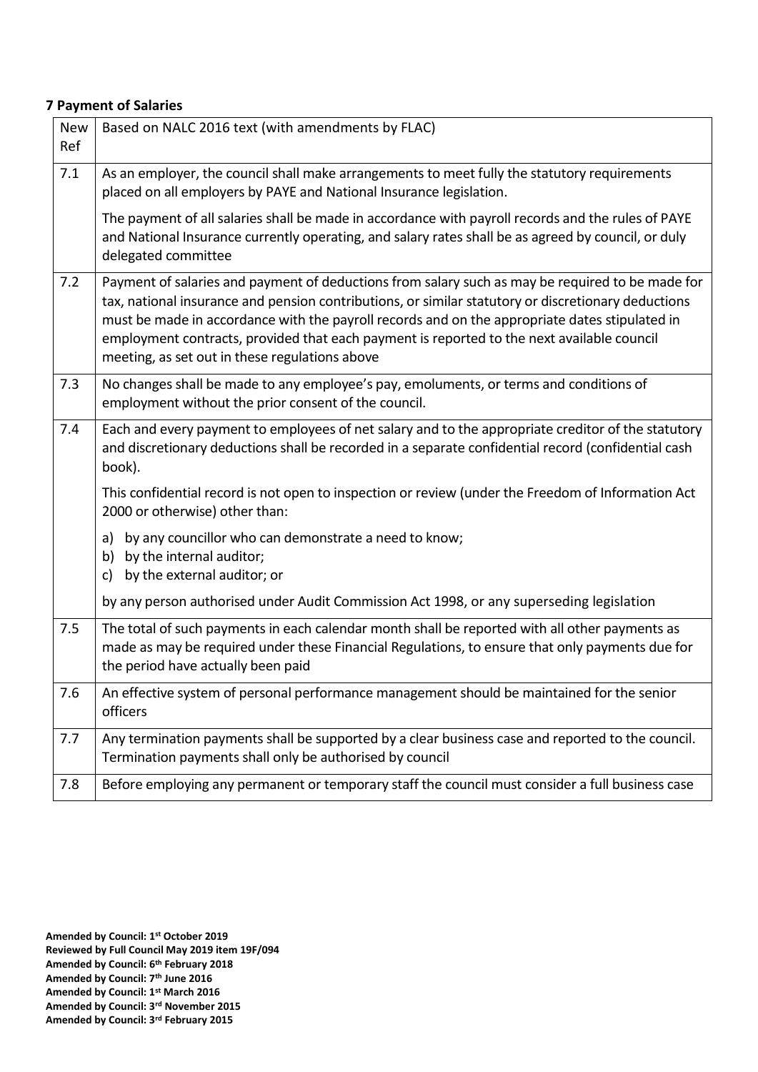**7 Payment of Salaries**

| New Ref | Based on NALC 2016 text (with amendments by FLAC) |
|---|---|
| 7.1 | As an employer, the council shall make arrangements to meet fully the statutory requirements placed on all employers by PAYE and National Insurance legislation.<br><br>The payment of all salaries shall be made in accordance with payroll records and the rules of PAYE and National Insurance currently operating, and salary rates shall be as agreed by council, or duly delegated committee |
| 7.2 | Payment of salaries and payment of deductions from salary such as may be required to be made for tax, national insurance and pension contributions, or similar statutory or discretionary deductions must be made in accordance with the payroll records and on the appropriate dates stipulated in employment contracts, provided that each payment is reported to the next available council meeting, as set out in these regulations above |
| 7.3 | No changes shall be made to any employee's pay, emoluments, or terms and conditions of employment without the prior consent of the council. |
| 7.4 | Each and every payment to employees of net salary and to the appropriate creditor of the statutory and discretionary deductions shall be recorded in a separate confidential record (confidential cash book).<br><br>This confidential record is not open to inspection or review (under the Freedom of Information Act 2000 or otherwise) other than:<br><br>a) by any councillor who can demonstrate a need to know;<br>b) by the internal auditor;<br>c) by the external auditor; or<br><br>by any person authorised under Audit Commission Act 1998, or any superseding legislation |
| 7.5 | The total of such payments in each calendar month shall be reported with all other payments as made as may be required under these Financial Regulations, to ensure that only payments due for the period have actually been paid |
| 7.6 | An effective system of personal performance management should be maintained for the senior officers |
| 7.7 | Any termination payments shall be supported by a clear business case and reported to the council. Termination payments shall only be authorised by council |
| 7.8 | Before employing any permanent or temporary staff the council must consider a full business case |

**Amended by Council: 1st October 2019**
**Reviewed by Full Council May 2019 item 19F/094**
**Amended by Council: 6th February 2018**
**Amended by Council: 7th June 2016**
**Amended by Council: 1st March 2016**
**Amended by Council: 3rd November 2015**
**Amended by Council: 3rd February 2015**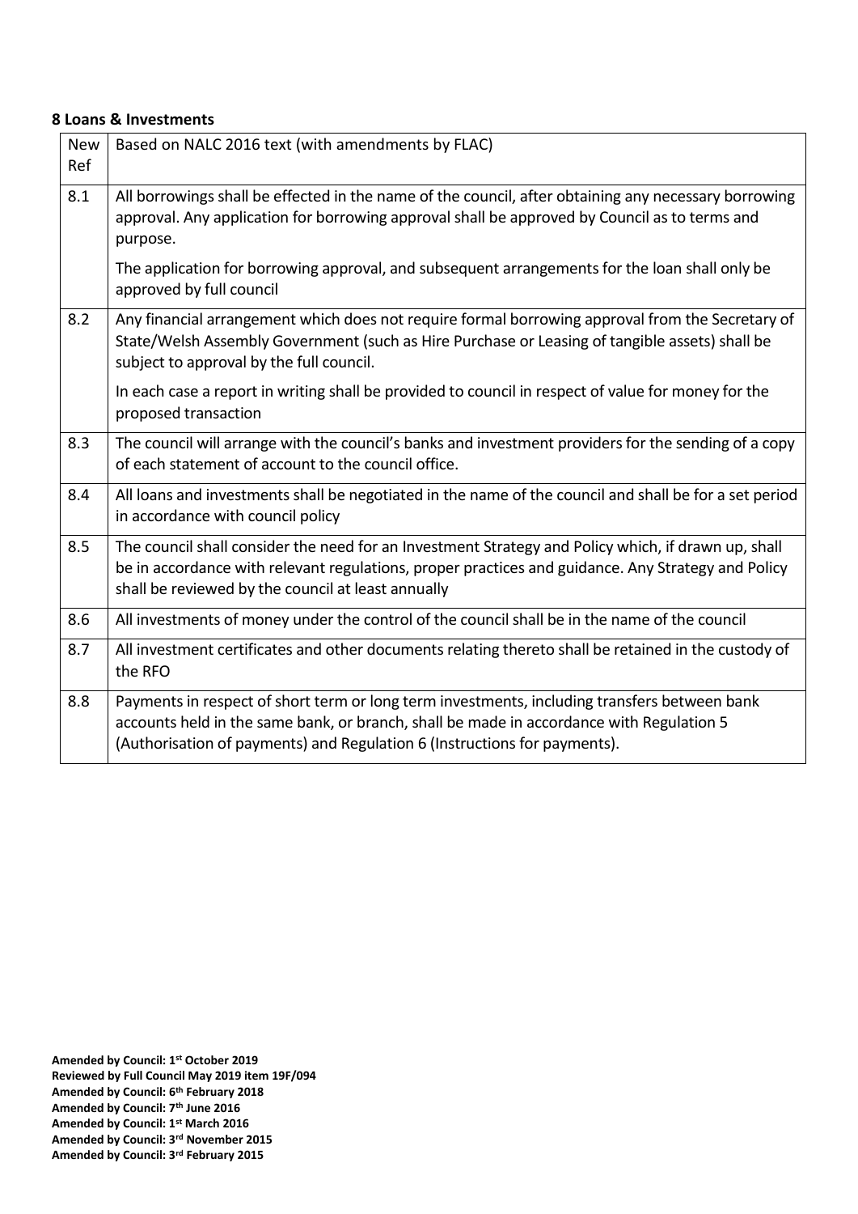**8 Loans & Investments**

| New Ref | Based on NALC 2016 text (with amendments by FLAC) |
| --- | --- |
| 8.1 | All borrowings shall be effected in the name of the council, after obtaining any necessary borrowing approval. Any application for borrowing approval shall be approved by Council as to terms and purpose.<br><br>The application for borrowing approval, and subsequent arrangements for the loan shall only be approved by full council |
| 8.2 | Any financial arrangement which does not require formal borrowing approval from the Secretary of State/Welsh Assembly Government (such as Hire Purchase or Leasing of tangible assets) shall be subject to approval by the full council.<br><br>In each case a report in writing shall be provided to council in respect of value for money for the proposed transaction |
| 8.3 | The council will arrange with the council's banks and investment providers for the sending of a copy of each statement of account to the council office. |
| 8.4 | All loans and investments shall be negotiated in the name of the council and shall be for a set period in accordance with council policy |
| 8.5 | The council shall consider the need for an Investment Strategy and Policy which, if drawn up, shall be in accordance with relevant regulations, proper practices and guidance. Any Strategy and Policy shall be reviewed by the council at least annually |
| 8.6 | All investments of money under the control of the council shall be in the name of the council |
| 8.7 | All investment certificates and other documents relating thereto shall be retained in the custody of the RFO |
| 8.8 | Payments in respect of short term or long term investments, including transfers between bank accounts held in the same bank, or branch, shall be made in accordance with Regulation 5 (Authorisation of payments) and Regulation 6 (Instructions for payments). |

**Amended by Council: 1st October 2019**
**Reviewed by Full Council May 2019 item 19F/094**
**Amended by Council: 6th February 2018**
**Amended by Council: 7th June 2016**
**Amended by Council: 1st March 2016**
**Amended by Council: 3rd November 2015**
**Amended by Council: 3rd February 2015**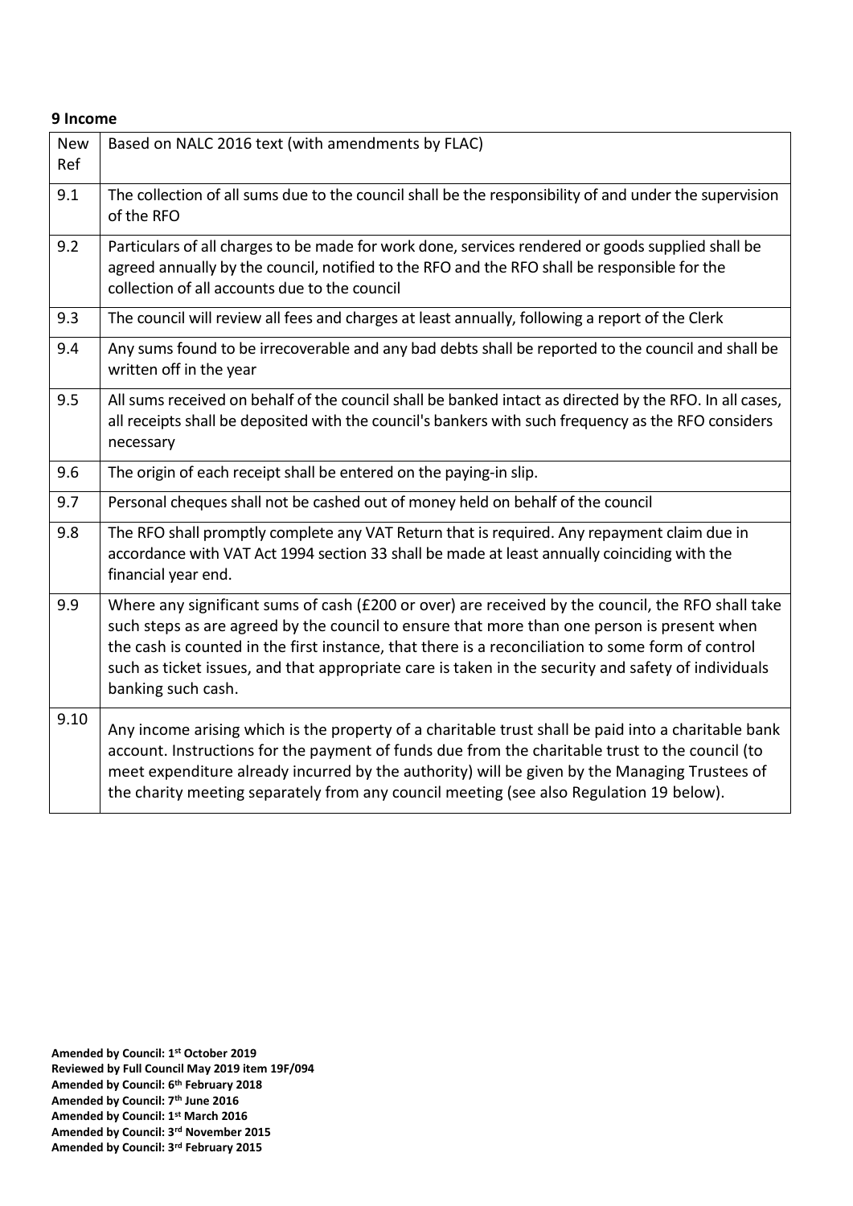**9 Income**

| New Ref | Based on NALC 2016 text (with amendments by FLAC) |
|---|---|
| 9.1 | The collection of all sums due to the council shall be the responsibility of and under the supervision of the RFO |
| 9.2 | Particulars of all charges to be made for work done, services rendered or goods supplied shall be agreed annually by the council, notified to the RFO and the RFO shall be responsible for the collection of all accounts due to the council |
| 9.3 | The council will review all fees and charges at least annually, following a report of the Clerk |
| 9.4 | Any sums found to be irrecoverable and any bad debts shall be reported to the council and shall be written off in the year |
| 9.5 | All sums received on behalf of the council shall be banked intact as directed by the RFO. In all cases, all receipts shall be deposited with the council's bankers with such frequency as the RFO considers necessary |
| 9.6 | The origin of each receipt shall be entered on the paying-in slip. |
| 9.7 | Personal cheques shall not be cashed out of money held on behalf of the council |
| 9.8 | The RFO shall promptly complete any VAT Return that is required. Any repayment claim due in accordance with VAT Act 1994 section 33 shall be made at least annually coinciding with the financial year end. |
| 9.9 | Where any significant sums of cash (£200 or over) are received by the council, the RFO shall take such steps as are agreed by the council to ensure that more than one person is present when the cash is counted in the first instance, that there is a reconciliation to some form of control such as ticket issues, and that appropriate care is taken in the security and safety of individuals banking such cash. |
| 9.10 | Any income arising which is the property of a charitable trust shall be paid into a charitable bank account. Instructions for the payment of funds due from the charitable trust to the council (to meet expenditure already incurred by the authority) will be given by the Managing Trustees of the charity meeting separately from any council meeting (see also Regulation 19 below). |

**Amended by Council: 1st October 2019**
**Reviewed by Full Council May 2019 item 19F/094**
**Amended by Council: 6th February 2018**
**Amended by Council: 7th June 2016**
**Amended by Council: 1st March 2016**
**Amended by Council: 3rd November 2015**
**Amended by Council: 3rd February 2015**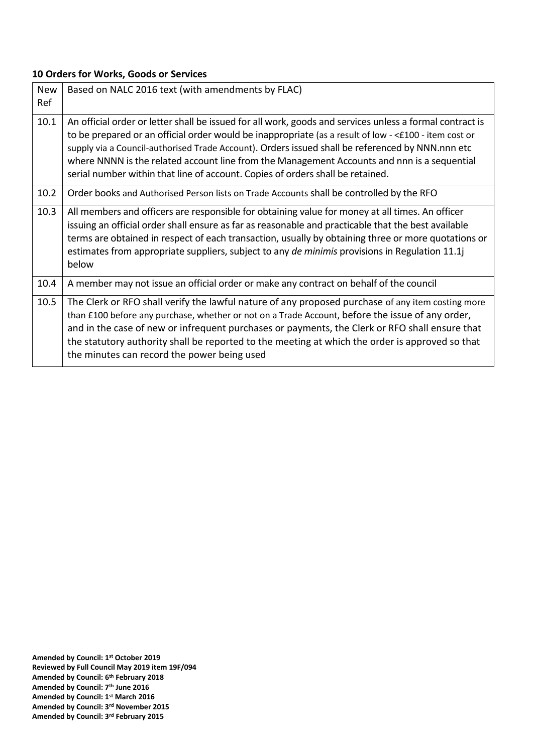**10 Orders for Works, Goods or Services**

| New Ref | Based on NALC 2016 text (with amendments by FLAC) |
|---|---|
| 10.1 | An official order or letter shall be issued for all work, goods and services unless a formal contract is to be prepared or an official order would be inappropriate (as a result of low - <£100 - item cost or supply via a Council-authorised Trade Account). Orders issued shall be referenced by NNN.nnn etc where NNNN is the related account line from the Management Accounts and nnn is a sequential serial number within that line of account. Copies of orders shall be retained. |
| 10.2 | Order books and Authorised Person lists on Trade Accounts shall be controlled by the RFO |
| 10.3 | All members and officers are responsible for obtaining value for money at all times. An officer issuing an official order shall ensure as far as reasonable and practicable that the best available terms are obtained in respect of each transaction, usually by obtaining three or more quotations or estimates from appropriate suppliers, subject to any *de minimis* provisions in Regulation 11.1j below |
| 10.4 | A member may not issue an official order or make any contract on behalf of the council |
| 10.5 | The Clerk or RFO shall verify the lawful nature of any proposed purchase of any item costing more than £100 before any purchase, whether or not on a Trade Account, before the issue of any order, and in the case of new or infrequent purchases or payments, the Clerk or RFO shall ensure that the statutory authority shall be reported to the meeting at which the order is approved so that the minutes can record the power being used |

**Amended by Council: 1st October 2019**
**Reviewed by Full Council May 2019 item 19F/094**
**Amended by Council: 6th February 2018**
**Amended by Council: 7th June 2016**
**Amended by Council: 1st March 2016**
**Amended by Council: 3rd November 2015**
**Amended by Council: 3rd February 2015**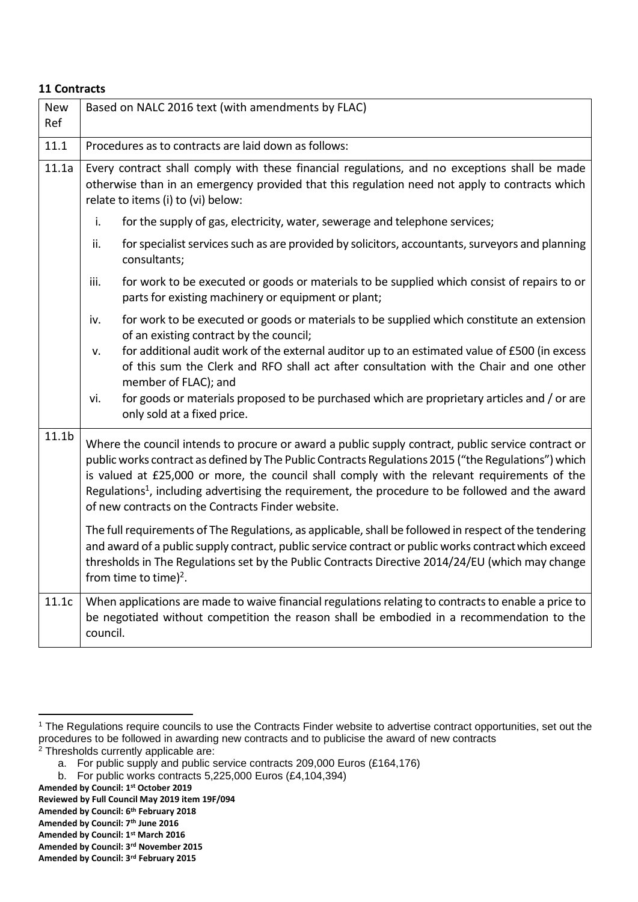**11 Contracts**

| New Ref | Based on NALC 2016 text (with amendments by FLAC) |
|---|---|
| 11.1 | Procedures as to contracts are laid down as follows: |
| 11.1a | Every contract shall comply with these financial regulations, and no exceptions shall be made otherwise than in an emergency provided that this regulation need not apply to contracts which relate to items (i) to (vi) below:<br>i. for the supply of gas, electricity, water, sewerage and telephone services;<br>ii. for specialist services such as are provided by solicitors, accountants, surveyors and planning consultants;<br>iii. for work to be executed or goods or materials to be supplied which consist of repairs to or parts for existing machinery or equipment or plant;<br>iv. for work to be executed or goods or materials to be supplied which constitute an extension of an existing contract by the council;<br>v. for additional audit work of the external auditor up to an estimated value of £500 (in excess of this sum the Clerk and RFO shall act after consultation with the Chair and one other member of FLAC); and<br>vi. for goods or materials proposed to be purchased which are proprietary articles and / or are only sold at a fixed price. |
| 11.1b | Where the council intends to procure or award a public supply contract, public service contract or public works contract as defined by The Public Contracts Regulations 2015 ("the Regulations") which is valued at £25,000 or more, the council shall comply with the relevant requirements of the Regulations[1], including advertising the requirement, the procedure to be followed and the award of new contracts on the Contracts Finder website.<br><br>The full requirements of The Regulations, as applicable, shall be followed in respect of the tendering and award of a public supply contract, public service contract or public works contract which exceed thresholds in The Regulations set by the Public Contracts Directive 2014/24/EU (which may change from time to time)[2]. |
| 11.1c | When applications are made to waive financial regulations relating to contracts to enable a price to be negotiated without competition the reason shall be embodied in a recommendation to the council. |

[1] The Regulations require councils to use the Contracts Finder website to advertise contract opportunities, set out the procedures to be followed in awarding new contracts and to publicise the award of new contracts

[2] Thresholds currently applicable are:

a. For public supply and public service contracts 209,000 Euros (£164,176)
b. For public works contracts 5,225,000 Euros (£4,104,394)

**Amended by Council: 1st October 2019**
**Reviewed by Full Council May 2019 item 19F/094**
**Amended by Council: 6th February 2018**
**Amended by Council: 7th June 2016**
**Amended by Council: 1st March 2016**
**Amended by Council: 3rd November 2015**
**Amended by Council: 3rd February 2015**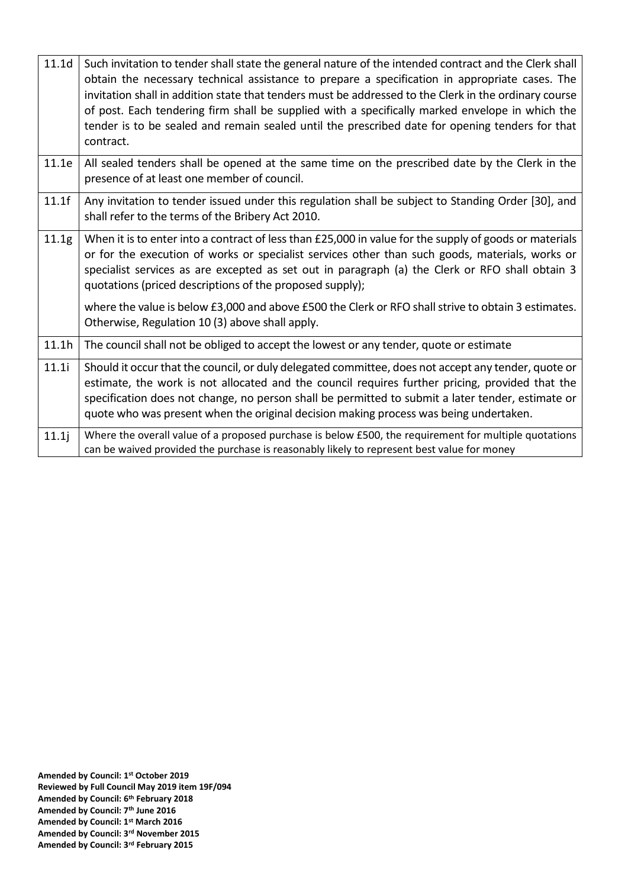| | |
|---|---|
| 11.1d | Such invitation to tender shall state the general nature of the intended contract and the Clerk shall obtain the necessary technical assistance to prepare a specification in appropriate cases. The invitation shall in addition state that tenders must be addressed to the Clerk in the ordinary course of post. Each tendering firm shall be supplied with a specifically marked envelope in which the tender is to be sealed and remain sealed until the prescribed date for opening tenders for that contract. |
| 11.1e | All sealed tenders shall be opened at the same time on the prescribed date by the Clerk in the presence of at least one member of council. |
| 11.1f | Any invitation to tender issued under this regulation shall be subject to Standing Order [30], and shall refer to the terms of the Bribery Act 2010. |
| 11.1g | When it is to enter into a contract of less than £25,000 in value for the supply of goods or materials or for the execution of works or specialist services other than such goods, materials, works or specialist services as are excepted as set out in paragraph (a) the Clerk or RFO shall obtain 3 quotations (priced descriptions of the proposed supply);<br><br>where the value is below £3,000 and above £500 the Clerk or RFO shall strive to obtain 3 estimates. Otherwise, Regulation 10 (3) above shall apply. |
| 11.1h | The council shall not be obliged to accept the lowest or any tender, quote or estimate |
| 11.1i | Should it occur that the council, or duly delegated committee, does not accept any tender, quote or estimate, the work is not allocated and the council requires further pricing, provided that the specification does not change, no person shall be permitted to submit a later tender, estimate or quote who was present when the original decision making process was being undertaken. |
| 11.1j | Where the overall value of a proposed purchase is below £500, the requirement for multiple quotations can be waived provided the purchase is reasonably likely to represent best value for money |

**Amended by Council: 1st October 2019**
**Reviewed by Full Council May 2019 item 19F/094**
**Amended by Council: 6th February 2018**
**Amended by Council: 7th June 2016**
**Amended by Council: 1st March 2016**
**Amended by Council: 3rd November 2015**
**Amended by Council: 3rd February 2015**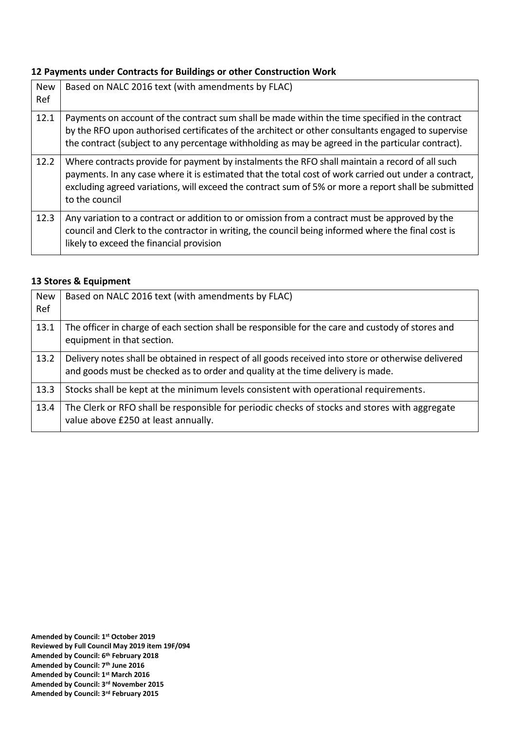### 12 Payments under Contracts for Buildings or other Construction Work

| New Ref | Based on NALC 2016 text (with amendments by FLAC) |
|---|---|
| 12.1 | Payments on account of the contract sum shall be made within the time specified in the contract by the RFO upon authorised certificates of the architect or other consultants engaged to supervise the contract (subject to any percentage withholding as may be agreed in the particular contract). |
| 12.2 | Where contracts provide for payment by instalments the RFO shall maintain a record of all such payments. In any case where it is estimated that the total cost of work carried out under a contract, excluding agreed variations, will exceed the contract sum of 5% or more a report shall be submitted to the council |
| 12.3 | Any variation to a contract or addition to or omission from a contract must be approved by the council and Clerk to the contractor in writing, the council being informed where the final cost is likely to exceed the financial provision |

### 13 Stores & Equipment

| New Ref | Based on NALC 2016 text (with amendments by FLAC) |
|---|---|
| 13.1 | The officer in charge of each section shall be responsible for the care and custody of stores and equipment in that section. |
| 13.2 | Delivery notes shall be obtained in respect of all goods received into store or otherwise delivered and goods must be checked as to order and quality at the time delivery is made. |
| 13.3 | Stocks shall be kept at the minimum levels consistent with operational requirements. |
| 13.4 | The Clerk or RFO shall be responsible for periodic checks of stocks and stores with aggregate value above £250 at least annually. |

**Amended by Council: 1st October 2019**
**Reviewed by Full Council May 2019 item 19F/094**
**Amended by Council: 6th February 2018**
**Amended by Council: 7th June 2016**
**Amended by Council: 1st March 2016**
**Amended by Council: 3rd November 2015**
**Amended by Council: 3rd February 2015**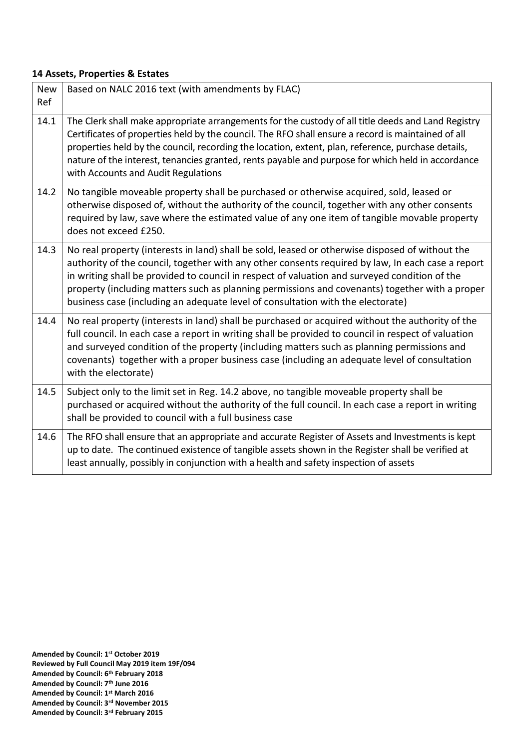**14 Assets, Properties & Estates**

| New Ref | Based on NALC 2016 text (with amendments by FLAC) |
|---|---|
| 14.1 | The Clerk shall make appropriate arrangements for the custody of all title deeds and Land Registry Certificates of properties held by the council. The RFO shall ensure a record is maintained of all properties held by the council, recording the location, extent, plan, reference, purchase details, nature of the interest, tenancies granted, rents payable and purpose for which held in accordance with Accounts and Audit Regulations |
| 14.2 | No tangible moveable property shall be purchased or otherwise acquired, sold, leased or otherwise disposed of, without the authority of the council, together with any other consents required by law, save where the estimated value of any one item of tangible movable property does not exceed £250. |
| 14.3 | No real property (interests in land) shall be sold, leased or otherwise disposed of without the authority of the council, together with any other consents required by law, In each case a report in writing shall be provided to council in respect of valuation and surveyed condition of the property (including matters such as planning permissions and covenants) together with a proper business case (including an adequate level of consultation with the electorate) |
| 14.4 | No real property (interests in land) shall be purchased or acquired without the authority of the full council. In each case a report in writing shall be provided to council in respect of valuation and surveyed condition of the property (including matters such as planning permissions and covenants) together with a proper business case (including an adequate level of consultation with the electorate) |
| 14.5 | Subject only to the limit set in Reg. 14.2 above, no tangible moveable property shall be purchased or acquired without the authority of the full council. In each case a report in writing shall be provided to council with a full business case |
| 14.6 | The RFO shall ensure that an appropriate and accurate Register of Assets and Investments is kept up to date. The continued existence of tangible assets shown in the Register shall be verified at least annually, possibly in conjunction with a health and safety inspection of assets |

**Amended by Council: 1st October 2019**
**Reviewed by Full Council May 2019 item 19F/094**
**Amended by Council: 6th February 2018**
**Amended by Council: 7th June 2016**
**Amended by Council: 1st March 2016**
**Amended by Council: 3rd November 2015**
**Amended by Council: 3rd February 2015**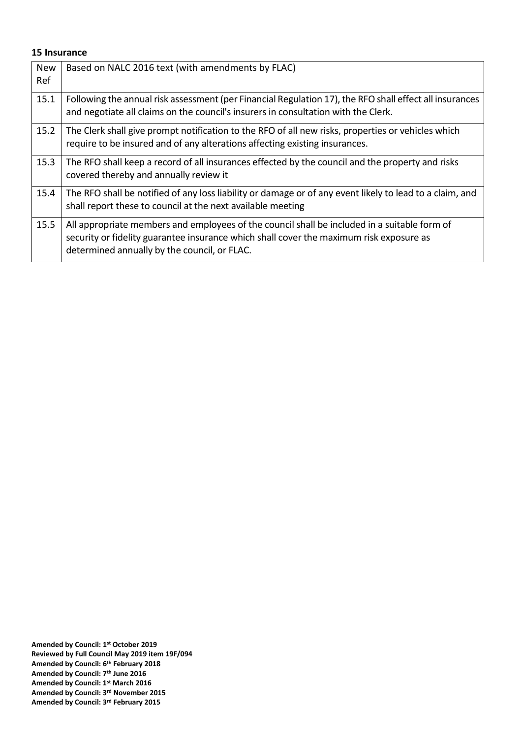**15 Insurance**

| New Ref | Based on NALC 2016 text (with amendments by FLAC) |
|---|---|
| 15.1 | Following the annual risk assessment (per Financial Regulation 17), the RFO shall effect all insurances and negotiate all claims on the council's insurers in consultation with the Clerk. |
| 15.2 | The Clerk shall give prompt notification to the RFO of all new risks, properties or vehicles which require to be insured and of any alterations affecting existing insurances. |
| 15.3 | The RFO shall keep a record of all insurances effected by the council and the property and risks covered thereby and annually review it |
| 15.4 | The RFO shall be notified of any loss liability or damage or of any event likely to lead to a claim, and shall report these to council at the next available meeting |
| 15.5 | All appropriate members and employees of the council shall be included in a suitable form of security or fidelity guarantee insurance which shall cover the maximum risk exposure as determined annually by the council, or FLAC. |

**Amended by Council: 1st October 2019**
**Reviewed by Full Council May 2019 item 19F/094**
**Amended by Council: 6th February 2018**
**Amended by Council: 7th June 2016**
**Amended by Council: 1st March 2016**
**Amended by Council: 3rd November 2015**
**Amended by Council: 3rd February 2015**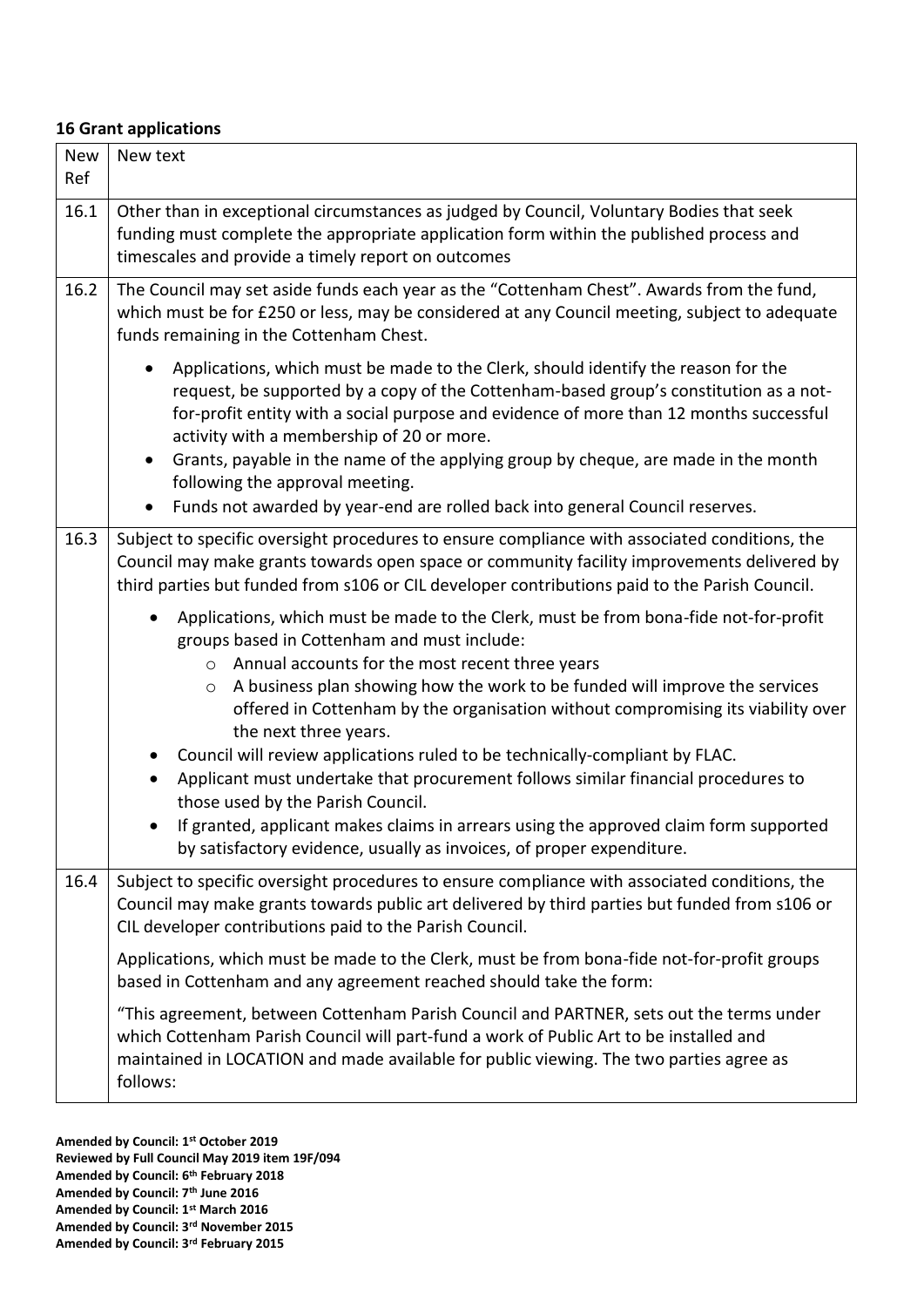**16 Grant applications**

| New Ref | New text |
| --- | --- |
| 16.1 | Other than in exceptional circumstances as judged by Council, Voluntary Bodies that seek funding must complete the appropriate application form within the published process and timescales and provide a timely report on outcomes |
| 16.2 | The Council may set aside funds each year as the "Cottenham Chest". Awards from the fund, which must be for £250 or less, may be considered at any Council meeting, subject to adequate funds remaining in the Cottenham Chest.<br><br>• Applications, which must be made to the Clerk, should identify the reason for the request, be supported by a copy of the Cottenham-based group's constitution as a not-for-profit entity with a social purpose and evidence of more than 12 months successful activity with a membership of 20 or more.<br>• Grants, payable in the name of the applying group by cheque, are made in the month following the approval meeting.<br>• Funds not awarded by year-end are rolled back into general Council reserves. |
| 16.3 | Subject to specific oversight procedures to ensure compliance with associated conditions, the Council may make grants towards open space or community facility improvements delivered by third parties but funded from s106 or CIL developer contributions paid to the Parish Council.<br><br>• Applications, which must be made to the Clerk, must be from bona-fide not-for-profit groups based in Cottenham and must include:<br>&nbsp;&nbsp;&nbsp;&nbsp;o Annual accounts for the most recent three years<br>&nbsp;&nbsp;&nbsp;&nbsp;o A business plan showing how the work to be funded will improve the services offered in Cottenham by the organisation without compromising its viability over the next three years.<br>• Council will review applications ruled to be technically-compliant by FLAC.<br>• Applicant must undertake that procurement follows similar financial procedures to those used by the Parish Council.<br>• If granted, applicant makes claims in arrears using the approved claim form supported by satisfactory evidence, usually as invoices, of proper expenditure. |
| 16.4 | Subject to specific oversight procedures to ensure compliance with associated conditions, the Council may make grants towards public art delivered by third parties but funded from s106 or CIL developer contributions paid to the Parish Council.<br><br>Applications, which must be made to the Clerk, must be from bona-fide not-for-profit groups based in Cottenham and any agreement reached should take the form:<br><br>"This agreement, between Cottenham Parish Council and PARTNER, sets out the terms under which Cottenham Parish Council will part-fund a work of Public Art to be installed and maintained in LOCATION and made available for public viewing. The two parties agree as follows: |

**Amended by Council: 1st October 2019**
**Reviewed by Full Council May 2019 item 19F/094**
**Amended by Council: 6th February 2018**
**Amended by Council: 7th June 2016**
**Amended by Council: 1st March 2016**
**Amended by Council: 3rd November 2015**
**Amended by Council: 3rd February 2015**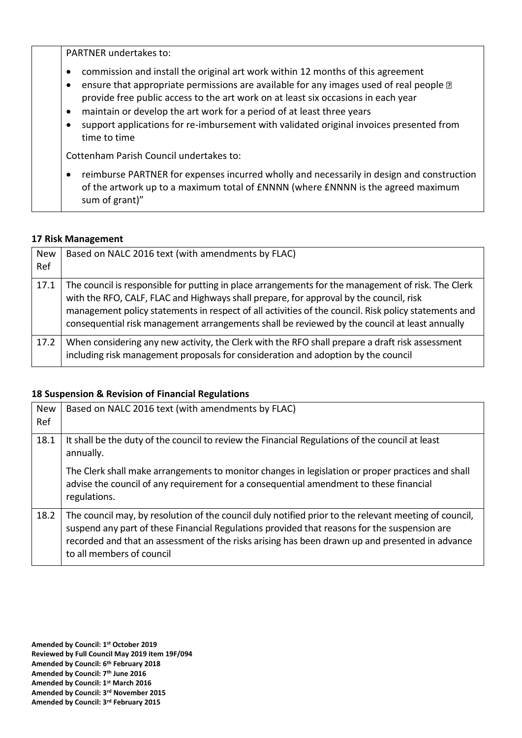| | PARTNER undertakes to:<br><br>• commission and install the original art work within 12 months of this agreement<br>• ensure that appropriate permissions are available for any images used of real people  provide free public access to the art work on at least six occasions in each year<br>• maintain or develop the art work for a period of at least three years<br>• support applications for re-imbursement with validated original invoices presented from time to time<br><br>Cottenham Parish Council undertakes to:<br><br>• reimburse PARTNER for expenses incurred wholly and necessarily in design and construction of the artwork up to a maximum total of £NNNN (where £NNNN is the agreed maximum sum of grant)" |
|---|---|

**17 Risk Management**

| New Ref | Based on NALC 2016 text (with amendments by FLAC) |
|---|---|
| 17.1 | The council is responsible for putting in place arrangements for the management of risk. The Clerk with the RFO, CALF, FLAC and Highways shall prepare, for approval by the council, risk management policy statements in respect of all activities of the council. Risk policy statements and consequential risk management arrangements shall be reviewed by the council at least annually |
| 17.2 | When considering any new activity, the Clerk with the RFO shall prepare a draft risk assessment including risk management proposals for consideration and adoption by the council |

**18 Suspension & Revision of Financial Regulations**

| New Ref | Based on NALC 2016 text (with amendments by FLAC) |
|---|---|
| 18.1 | It shall be the duty of the council to review the Financial Regulations of the council at least annually.<br><br>The Clerk shall make arrangements to monitor changes in legislation or proper practices and shall advise the council of any requirement for a consequential amendment to these financial regulations. |
| 18.2 | The council may, by resolution of the council duly notified prior to the relevant meeting of council, suspend any part of these Financial Regulations provided that reasons for the suspension are recorded and that an assessment of the risks arising has been drawn up and presented in advance to all members of council |

**Amended by Council: 1st October 2019**
**Reviewed by Full Council May 2019 item 19F/094**
**Amended by Council: 6th February 2018**
**Amended by Council: 7th June 2016**
**Amended by Council: 1st March 2016**
**Amended by Council: 3rd November 2015**
**Amended by Council: 3rd February 2015**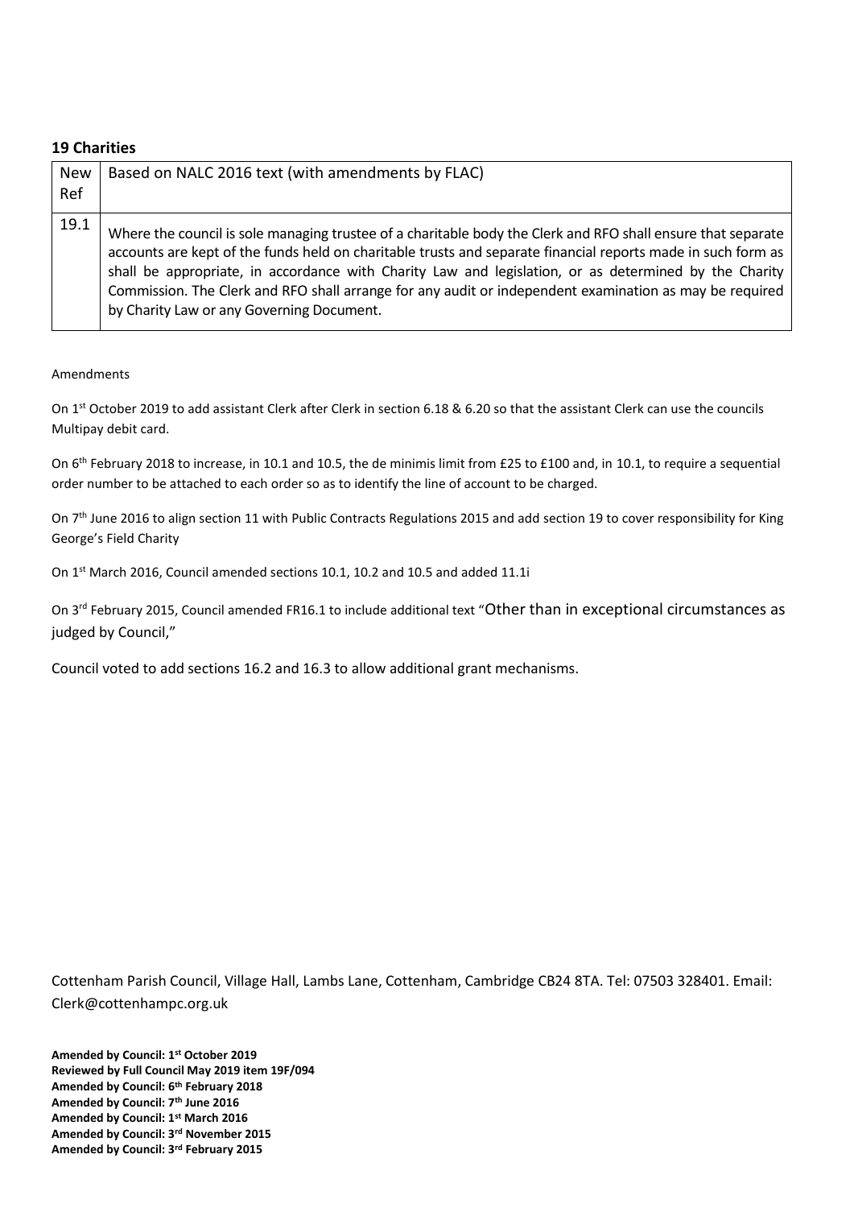## 19 Charities

| New Ref | Based on NALC 2016 text (with amendments by FLAC) |
|---|---|
| 19.1 | Where the council is sole managing trustee of a charitable body the Clerk and RFO shall ensure that separate accounts are kept of the funds held on charitable trusts and separate financial reports made in such form as shall be appropriate, in accordance with Charity Law and legislation, or as determined by the Charity Commission. The Clerk and RFO shall arrange for any audit or independent examination as may be required by Charity Law or any Governing Document. |

Amendments

On 1st October 2019 to add assistant Clerk after Clerk in section 6.18 & 6.20 so that the assistant Clerk can use the councils Multipay debit card.

On 6th February 2018 to increase, in 10.1 and 10.5, the de minimis limit from £25 to £100 and, in 10.1, to require a sequential order number to be attached to each order so as to identify the line of account to be charged.

On 7th June 2016 to align section 11 with Public Contracts Regulations 2015 and add section 19 to cover responsibility for King George's Field Charity

On 1st March 2016, Council amended sections 10.1, 10.2 and 10.5 and added 11.1i

On 3rd February 2015, Council amended FR16.1 to include additional text "Other than in exceptional circumstances as judged by Council,"

Council voted to add sections 16.2 and 16.3 to allow additional grant mechanisms.

Cottenham Parish Council, Village Hall, Lambs Lane, Cottenham, Cambridge CB24 8TA. Tel: 07503 328401. Email: Clerk@cottenhampc.org.uk

**Amended by Council: 1st October 2019**
**Reviewed by Full Council May 2019 item 19F/094**
**Amended by Council: 6th February 2018**
**Amended by Council: 7th June 2016**
**Amended by Council: 1st March 2016**
**Amended by Council: 3rd November 2015**
**Amended by Council: 3rd February 2015**